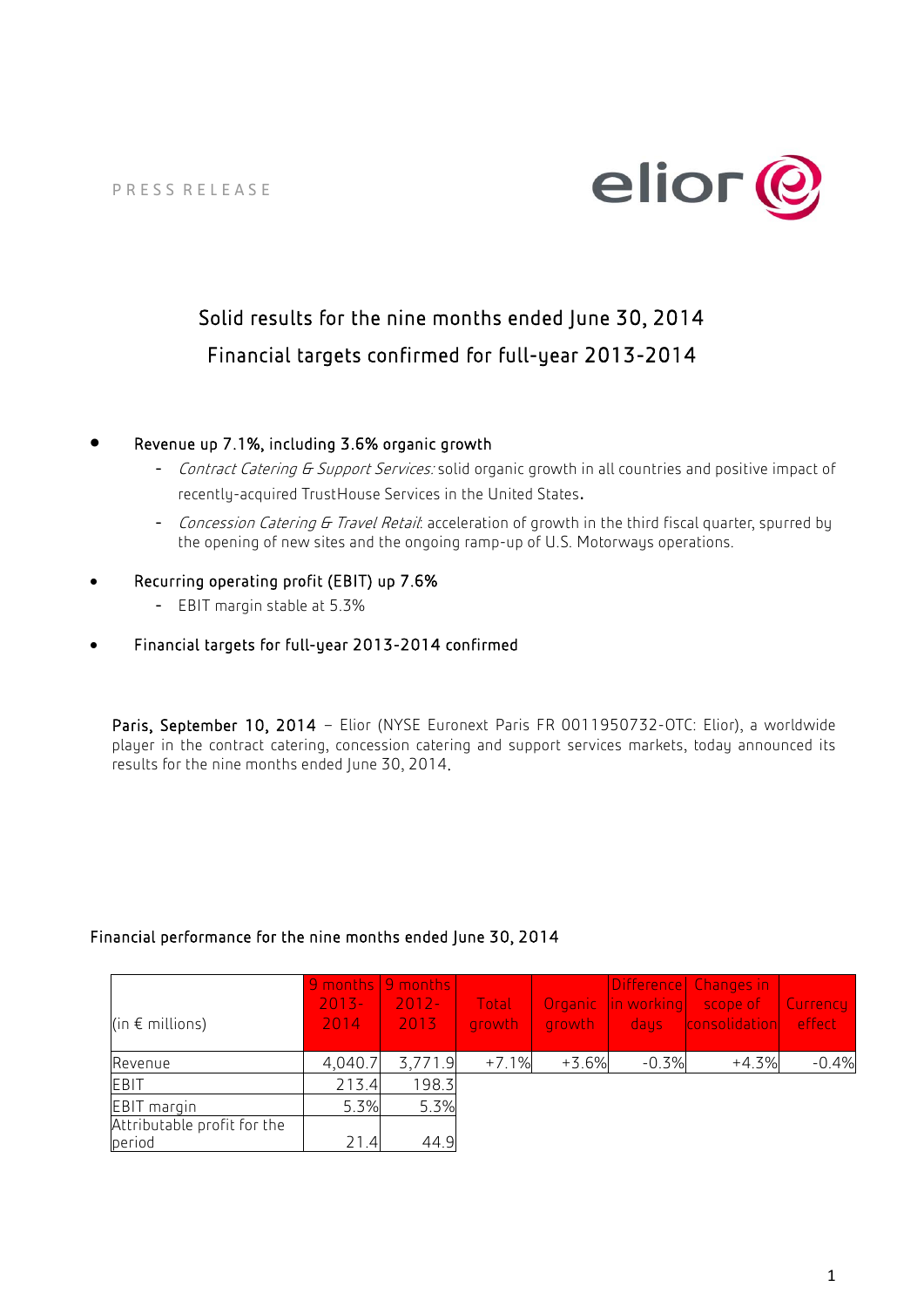PRESS RELEASE

# Solid results for the nine months ended June 30, 2014

# Financial targets confirmed for full-year 2013-2014

- **Revenue up 7.1%, including 3.6% organic growth**
  - *Contract Catering & Support Services:* solid organic growth in all countries and positive impact of recently-acquired TrustHouse Services in the United States.
  - *Concession Catering & Travel Retail*: acceleration of growth in the third fiscal quarter, spurred by the opening of new sites and the ongoing ramp-up of U.S. Motorways operations.
- **Recurring operating profit (EBIT) up 7.6%**
  - EBIT margin stable at 5.3%
- **Financial targets for full-year 2013-2014 confirmed**

**Paris, September 10, 2014** – Elior (NYSE Euronext Paris FR 0011950732-OTC: Elior), a worldwide player in the contract catering, concession catering and support services markets, today announced its results for the nine months ended June 30, 2014.

## Financial performance for the nine months ended June 30, 2014

| (in € millions) | 9 months 2013-2014 | 9 months 2012-2013 | Total growth | Organic growth | Difference in working days | Changes in scope of consolidation | Currency effect |
|---|---|---|---|---|---|---|---|
| Revenue | 4,040.7 | 3,771.9 | +7.1% | +3.6% | -0.3% | +4.3% | -0.4% |
| EBIT | 213.4 | 198.3 | | | | | |
| EBIT margin | 5.3% | 5.3% | | | | | |
| Attributable profit for the period | 21.4 | 44.9 | | | | | |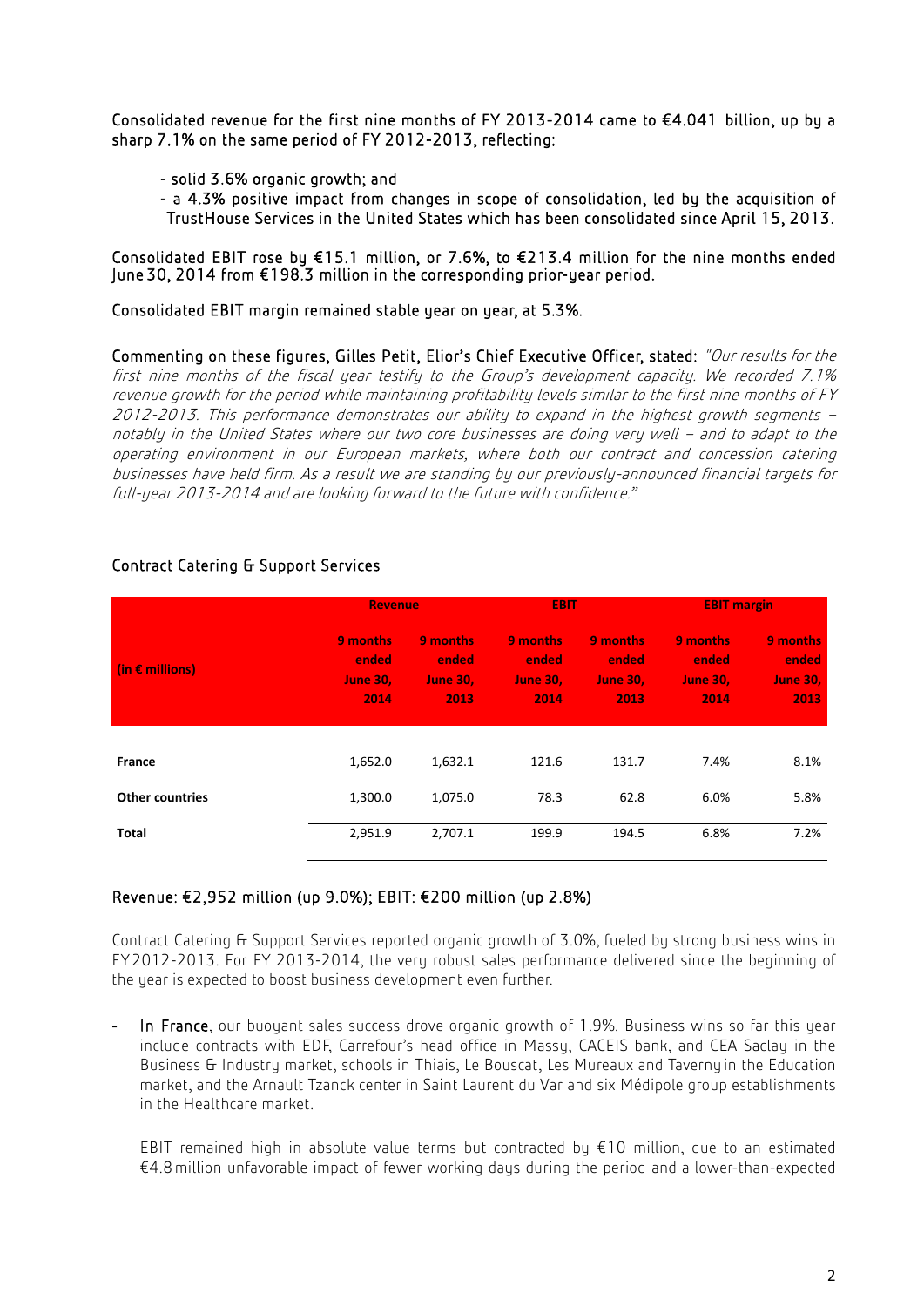Consolidated revenue for the first nine months of FY 2013-2014 came to €4.041 billion, up by a sharp 7.1% on the same period of FY 2012-2013, reflecting:

- solid 3.6% organic growth; and
- a 4.3% positive impact from changes in scope of consolidation, led by the acquisition of TrustHouse Services in the United States which has been consolidated since April 15, 2013.

Consolidated EBIT rose by €15.1 million, or 7.6%, to €213.4 million for the nine months ended June 30, 2014 from €198.3 million in the corresponding prior-year period.

Consolidated EBIT margin remained stable year on year, at 5.3%.

Commenting on these figures, Gilles Petit, Elior's Chief Executive Officer, stated: *"Our results for the first nine months of the fiscal year testify to the Group's development capacity. We recorded 7.1% revenue growth for the period while maintaining profitability levels similar to the first nine months of FY 2012-2013. This performance demonstrates our ability to expand in the highest growth segments – notably in the United States where our two core businesses are doing very well – and to adapt to the operating environment in our European markets, where both our contract and concession catering businesses have held firm. As a result we are standing by our previously-announced financial targets for full-year 2013-2014 and are looking forward to the future with confidence."*

## Contract Catering & Support Services

| (in € millions) | Revenue | | EBIT | | EBIT margin | |
|---|---|---|---|---|---|---|
| | 9 months ended June 30, 2014 | 9 months ended June 30, 2013 | 9 months ended June 30, 2014 | 9 months ended June 30, 2013 | 9 months ended June 30, 2014 | 9 months ended June 30, 2013 |
| **France** | 1,652.0 | 1,632.1 | 121.6 | 131.7 | 7.4% | 8.1% |
| **Other countries** | 1,300.0 | 1,075.0 | 78.3 | 62.8 | 6.0% | 5.8% |
| **Total** | 2,951.9 | 2,707.1 | 199.9 | 194.5 | 6.8% | 7.2% |

### Revenue: €2,952 million (up 9.0%); EBIT: €200 million (up 2.8%)

Contract Catering & Support Services reported organic growth of 3.0%, fueled by strong business wins in FY2012-2013. For FY 2013-2014, the very robust sales performance delivered since the beginning of the year is expected to boost business development even further.

- **In France**, our buoyant sales success drove organic growth of 1.9%. Business wins so far this year include contracts with EDF, Carrefour's head office in Massy, CACEIS bank, and CEA Saclay in the Business & Industry market, schools in Thiais, Le Bouscat, Les Mureaux and Taverny in the Education market, and the Arnault Tzanck center in Saint Laurent du Var and six Médipole group establishments in the Healthcare market.

  EBIT remained high in absolute value terms but contracted by €10 million, due to an estimated €4.8 million unfavorable impact of fewer working days during the period and a lower-than-expected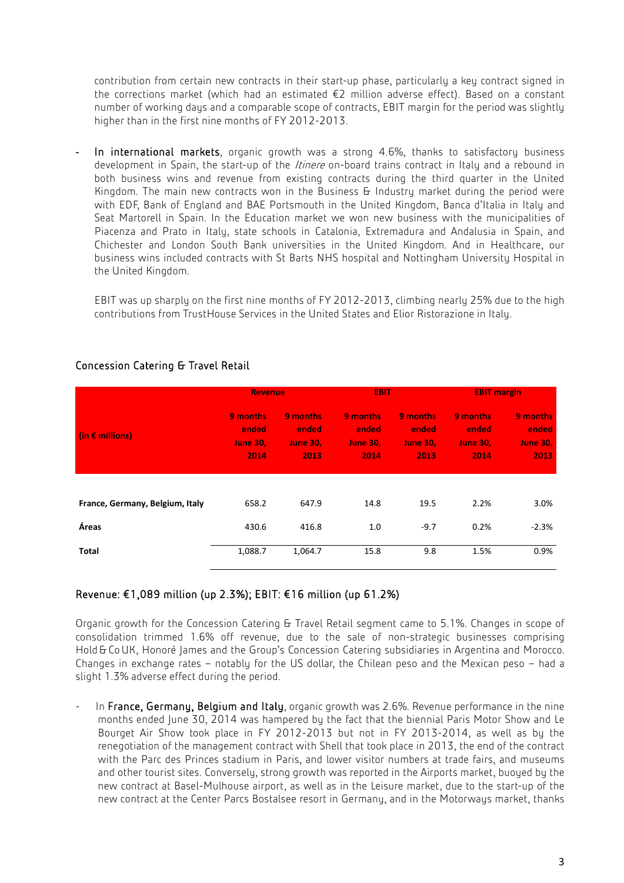contribution from certain new contracts in their start-up phase, particularly a key contract signed in the corrections market (which had an estimated €2 million adverse effect). Based on a constant number of working days and a comparable scope of contracts, EBIT margin for the period was slightly higher than in the first nine months of FY 2012-2013.

- **In international markets**, organic growth was a strong 4.6%, thanks to satisfactory business development in Spain, the start-up of the *Itinere* on-board trains contract in Italy and a rebound in both business wins and revenue from existing contracts during the third quarter in the United Kingdom. The main new contracts won in the Business & Industry market during the period were with EDF, Bank of England and BAE Portsmouth in the United Kingdom, Banca d'Italia in Italy and Seat Martorell in Spain. In the Education market we won new business with the municipalities of Piacenza and Prato in Italy, state schools in Catalonia, Extremadura and Andalusia in Spain, and Chichester and London South Bank universities in the United Kingdom. And in Healthcare, our business wins included contracts with St Barts NHS hospital and Nottingham University Hospital in the United Kingdom.

  EBIT was up sharply on the first nine months of FY 2012-2013, climbing nearly 25% due to the high contributions from TrustHouse Services in the United States and Elior Ristorazione in Italy.

## Concession Catering & Travel Retail

| (in € millions) | Revenue | | EBIT | | EBIT margin | |
|---|---|---|---|---|---|---|
| | 9 months ended June 30, 2014 | 9 months ended June 30, 2013 | 9 months ended June 30, 2014 | 9 months ended June 30, 2013 | 9 months ended June 30, 2014 | 9 months ended June 30, 2013 |
| **France, Germany, Belgium, Italy** | 658.2 | 647.9 | 14.8 | 19.5 | 2.2% | 3.0% |
| **Áreas** | 430.6 | 416.8 | 1.0 | -9.7 | 0.2% | -2.3% |
| **Total** | 1,088.7 | 1,064.7 | 15.8 | 9.8 | 1.5% | 0.9% |

### Revenue: €1,089 million (up 2.3%); EBIT: €16 million (up 61.2%)

Organic growth for the Concession Catering & Travel Retail segment came to 5.1%. Changes in scope of consolidation trimmed 1.6% off revenue, due to the sale of non-strategic businesses comprising Hold & Co UK, Honoré James and the Group's Concession Catering subsidiaries in Argentina and Morocco. Changes in exchange rates – notably for the US dollar, the Chilean peso and the Mexican peso – had a slight 1.3% adverse effect during the period.

- In **France, Germany, Belgium and Italy**, organic growth was 2.6%. Revenue performance in the nine months ended June 30, 2014 was hampered by the fact that the biennial Paris Motor Show and Le Bourget Air Show took place in FY 2012-2013 but not in FY 2013-2014, as well as by the renegotiation of the management contract with Shell that took place in 2013, the end of the contract with the Parc des Princes stadium in Paris, and lower visitor numbers at trade fairs, and museums and other tourist sites. Conversely, strong growth was reported in the Airports market, buoyed by the new contract at Basel-Mulhouse airport, as well as in the Leisure market, due to the start-up of the new contract at the Center Parcs Bostalsee resort in Germany, and in the Motorways market, thanks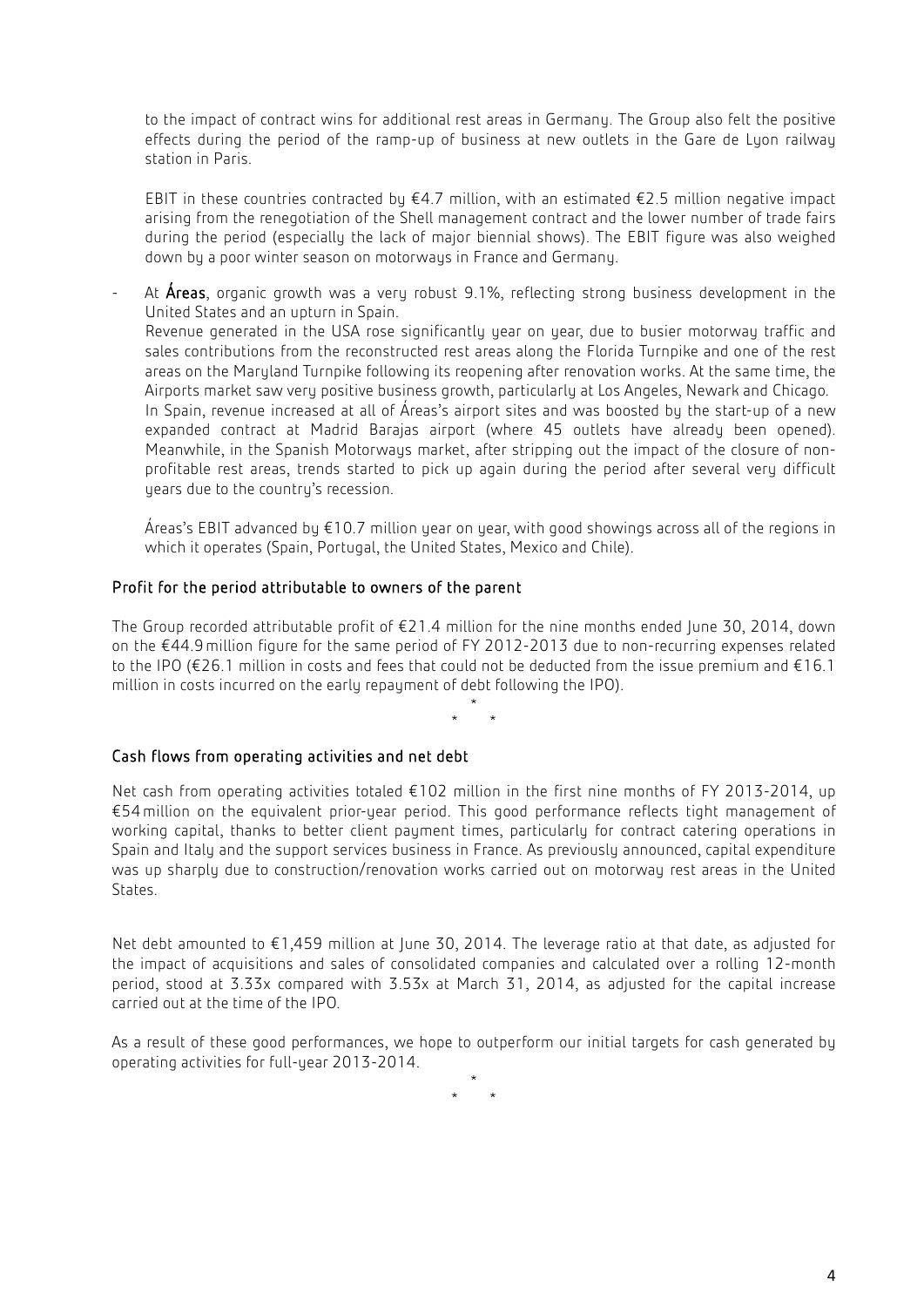to the impact of contract wins for additional rest areas in Germany. The Group also felt the positive effects during the period of the ramp-up of business at new outlets in the Gare de Lyon railway station in Paris.

EBIT in these countries contracted by €4.7 million, with an estimated €2.5 million negative impact arising from the renegotiation of the Shell management contract and the lower number of trade fairs during the period (especially the lack of major biennial shows). The EBIT figure was also weighed down by a poor winter season on motorways in France and Germany.

- At **Áreas**, organic growth was a very robust 9.1%, reflecting strong business development in the United States and an upturn in Spain.
  Revenue generated in the USA rose significantly year on year, due to busier motorway traffic and sales contributions from the reconstructed rest areas along the Florida Turnpike and one of the rest areas on the Maryland Turnpike following its reopening after renovation works. At the same time, the Airports market saw very positive business growth, particularly at Los Angeles, Newark and Chicago.
  In Spain, revenue increased at all of Áreas's airport sites and was boosted by the start-up of a new expanded contract at Madrid Barajas airport (where 45 outlets have already been opened). Meanwhile, in the Spanish Motorways market, after stripping out the impact of the closure of non-profitable rest areas, trends started to pick up again during the period after several very difficult years due to the country's recession.

  Áreas's EBIT advanced by €10.7 million year on year, with good showings across all of the regions in which it operates (Spain, Portugal, the United States, Mexico and Chile).

## Profit for the period attributable to owners of the parent

The Group recorded attributable profit of €21.4 million for the nine months ended June 30, 2014, down on the €44.9 million figure for the same period of FY 2012-2013 due to non-recurring expenses related to the IPO (€26.1 million in costs and fees that could not be deducted from the issue premium and €16.1 million in costs incurred on the early repayment of debt following the IPO).

\*
\* \*

## Cash flows from operating activities and net debt

Net cash from operating activities totaled €102 million in the first nine months of FY 2013-2014, up €54 million on the equivalent prior-year period. This good performance reflects tight management of working capital, thanks to better client payment times, particularly for contract catering operations in Spain and Italy and the support services business in France. As previously announced, capital expenditure was up sharply due to construction/renovation works carried out on motorway rest areas in the United States.

Net debt amounted to €1,459 million at June 30, 2014. The leverage ratio at that date, as adjusted for the impact of acquisitions and sales of consolidated companies and calculated over a rolling 12-month period, stood at 3.33x compared with 3.53x at March 31, 2014, as adjusted for the capital increase carried out at the time of the IPO.

As a result of these good performances, we hope to outperform our initial targets for cash generated by operating activities for full-year 2013-2014.

\*
\* \*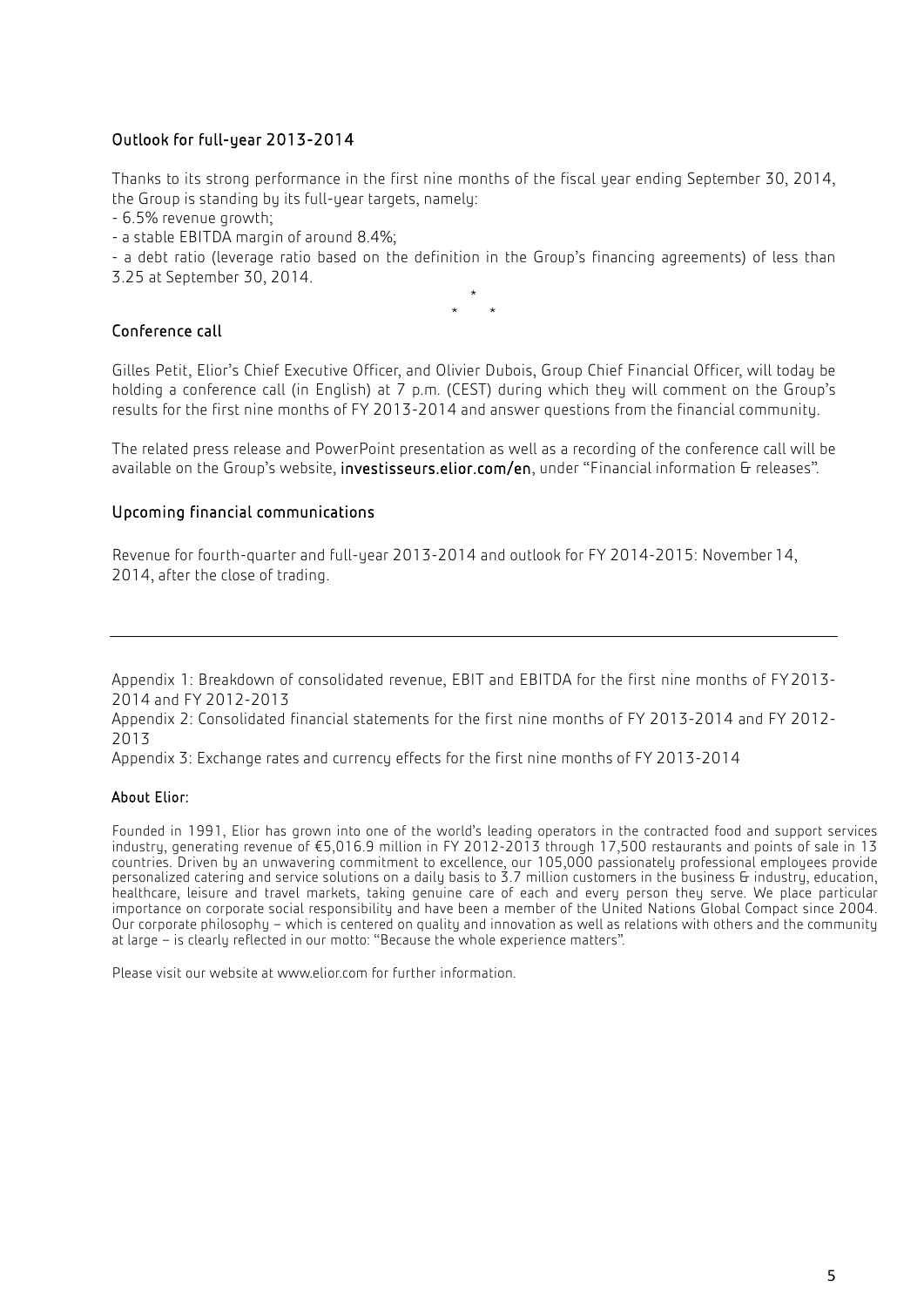## Outlook for full-year 2013-2014

Thanks to its strong performance in the first nine months of the fiscal year ending September 30, 2014, the Group is standing by its full-year targets, namely:

- 6.5% revenue growth;
- a stable EBITDA margin of around 8.4%;
- a debt ratio (leverage ratio based on the definition in the Group's financing agreements) of less than 3.25 at September 30, 2014.

\* \* \*

## Conference call

Gilles Petit, Elior's Chief Executive Officer, and Olivier Dubois, Group Chief Financial Officer, will today be holding a conference call (in English) at 7 p.m. (CEST) during which they will comment on the Group's results for the first nine months of FY 2013-2014 and answer questions from the financial community.

The related press release and PowerPoint presentation as well as a recording of the conference call will be available on the Group's website, **investisseurs.elior.com/en**, under "Financial information & releases".

## Upcoming financial communications

Revenue for fourth-quarter and full-year 2013-2014 and outlook for FY 2014-2015: November 14, 2014, after the close of trading.

---

Appendix 1: Breakdown of consolidated revenue, EBIT and EBITDA for the first nine months of FY 2013-2014 and FY 2012-2013

Appendix 2: Consolidated financial statements for the first nine months of FY 2013-2014 and FY 2012-2013

Appendix 3: Exchange rates and currency effects for the first nine months of FY 2013-2014

### About Elior:

Founded in 1991, Elior has grown into one of the world's leading operators in the contracted food and support services industry, generating revenue of €5,016.9 million in FY 2012-2013 through 17,500 restaurants and points of sale in 13 countries. Driven by an unwavering commitment to excellence, our 105,000 passionately professional employees provide personalized catering and service solutions on a daily basis to 3.7 million customers in the business & industry, education, healthcare, leisure and travel markets, taking genuine care of each and every person they serve. We place particular importance on corporate social responsibility and have been a member of the United Nations Global Compact since 2004. Our corporate philosophy – which is centered on quality and innovation as well as relations with others and the community at large – is clearly reflected in our motto: "Because the whole experience matters".

Please visit our website at www.elior.com for further information.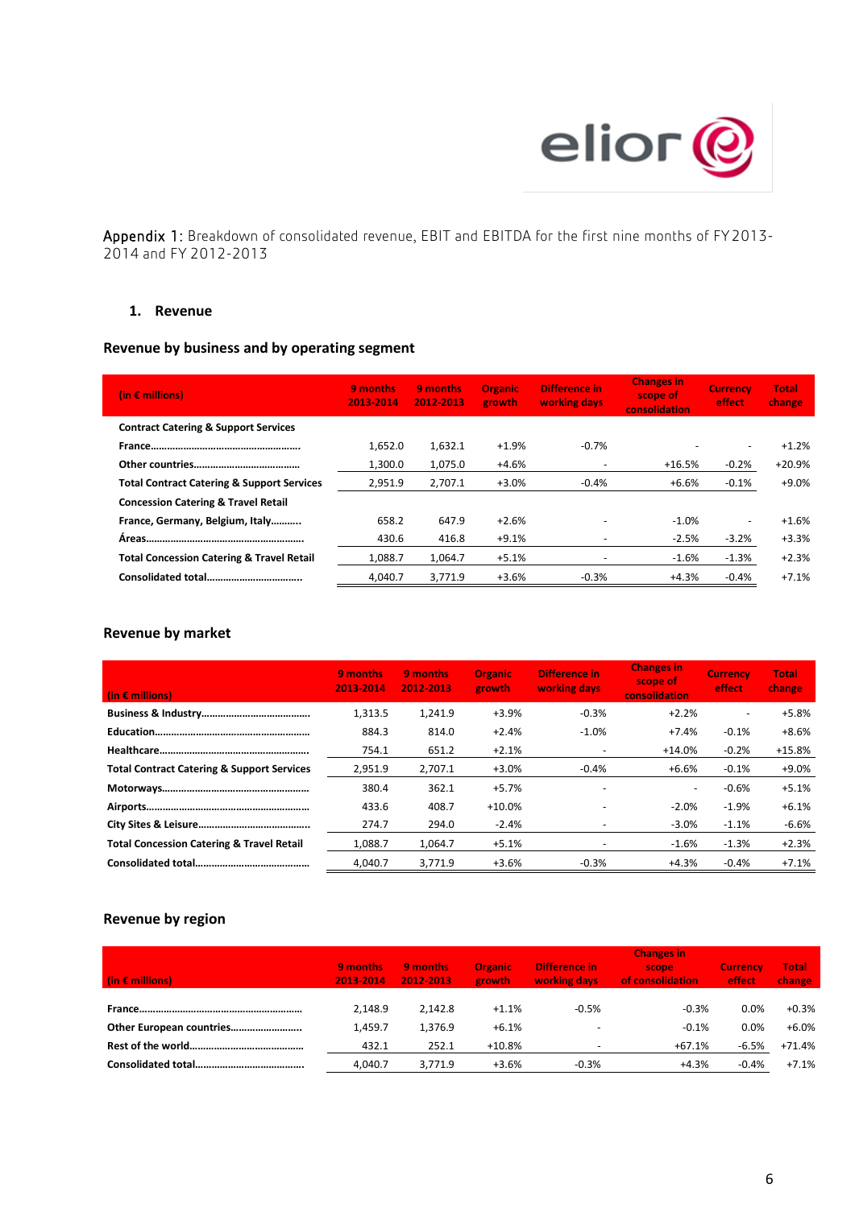Appendix 1: Breakdown of consolidated revenue, EBIT and EBITDA for the first nine months of FY 2013-2014 and FY 2012-2013

## 1. Revenue

### Revenue by business and by operating segment

| (in € millions) | 9 months 2013-2014 | 9 months 2012-2013 | Organic growth | Difference in working days | Changes in scope of consolidation | Currency effect | Total change |
|---|---|---|---|---|---|---|---|
| **Contract Catering & Support Services** | | | | | | | |
| **France……………………………………………** | 1,652.0 | 1,632.1 | +1.9% | -0.7% | - | - | +1.2% |
| **Other countries…………………………….** | 1,300.0 | 1,075.0 | +4.6% | - | +16.5% | -0.2% | +20.9% |
| **Total Contract Catering & Support Services** | 2,951.9 | 2,707.1 | +3.0% | -0.4% | +6.6% | -0.1% | +9.0% |
| **Concession Catering & Travel Retail** | | | | | | | |
| **France, Germany, Belgium, Italy……….** | 658.2 | 647.9 | +2.6% | - | -1.0% | - | +1.6% |
| **Áreas………………………………………………** | 430.6 | 416.8 | +9.1% | - | -2.5% | -3.2% | +3.3% |
| **Total Concession Catering & Travel Retail** | 1,088.7 | 1,064.7 | +5.1% | - | -1.6% | -1.3% | +2.3% |
| **Consolidated total…………………………..** | 4,040.7 | 3,771.9 | +3.6% | -0.3% | +4.3% | -0.4% | +7.1% |

### Revenue by market

| (in € millions) | 9 months 2013-2014 | 9 months 2012-2013 | Organic growth | Difference in working days | Changes in scope of consolidation | Currency effect | Total change |
|---|---|---|---|---|---|---|---|
| **Business & Industry…………………………………** | 1,313.5 | 1,241.9 | +3.9% | -0.3% | +2.2% | - | +5.8% |
| **Education…………………………………………………** | 884.3 | 814.0 | +2.4% | -1.0% | +7.4% | -0.1% | +8.6% |
| **Healthcare…………………………………………….** | 754.1 | 651.2 | +2.1% | - | +14.0% | -0.2% | +15.8% |
| **Total Contract Catering & Support Services** | 2,951.9 | 2,707.1 | +3.0% | -0.4% | +6.6% | -0.1% | +9.0% |
| **Motorways…………………………………………….** | 380.4 | 362.1 | +5.7% | - | - | -0.6% | +5.1% |
| **Airports…………………………………………………** | 433.6 | 408.7 | +10.0% | - | -2.0% | -1.9% | +6.1% |
| **City Sites & Leisure…………………………………** | 274.7 | 294.0 | -2.4% | - | -3.0% | -1.1% | -6.6% |
| **Total Concession Catering & Travel Retail** | 1,088.7 | 1,064.7 | +5.1% | - | -1.6% | -1.3% | +2.3% |
| **Consolidated total…………………………………** | 4,040.7 | 3,771.9 | +3.6% | -0.3% | +4.3% | -0.4% | +7.1% |

### Revenue by region

| (in € millions) | 9 months 2013-2014 | 9 months 2012-2013 | Organic growth | Difference in working days | Changes in scope of consolidation | Currency effect | Total change |
|---|---|---|---|---|---|---|---|
| **France…………………………………………………….** | 2,148.9 | 2,142.8 | +1.1% | -0.5% | -0.3% | 0.0% | +0.3% |
| **Other European countries……………………..** | 1,459.7 | 1,376.9 | +6.1% | - | -0.1% | 0.0% | +6.0% |
| **Rest of the world…………………………………..** | 432.1 | 252.1 | +10.8% | - | +67.1% | -6.5% | +71.4% |
| **Consolidated total………………………………..** | 4,040.7 | 3,771.9 | +3.6% | -0.3% | +4.3% | -0.4% | +7.1% |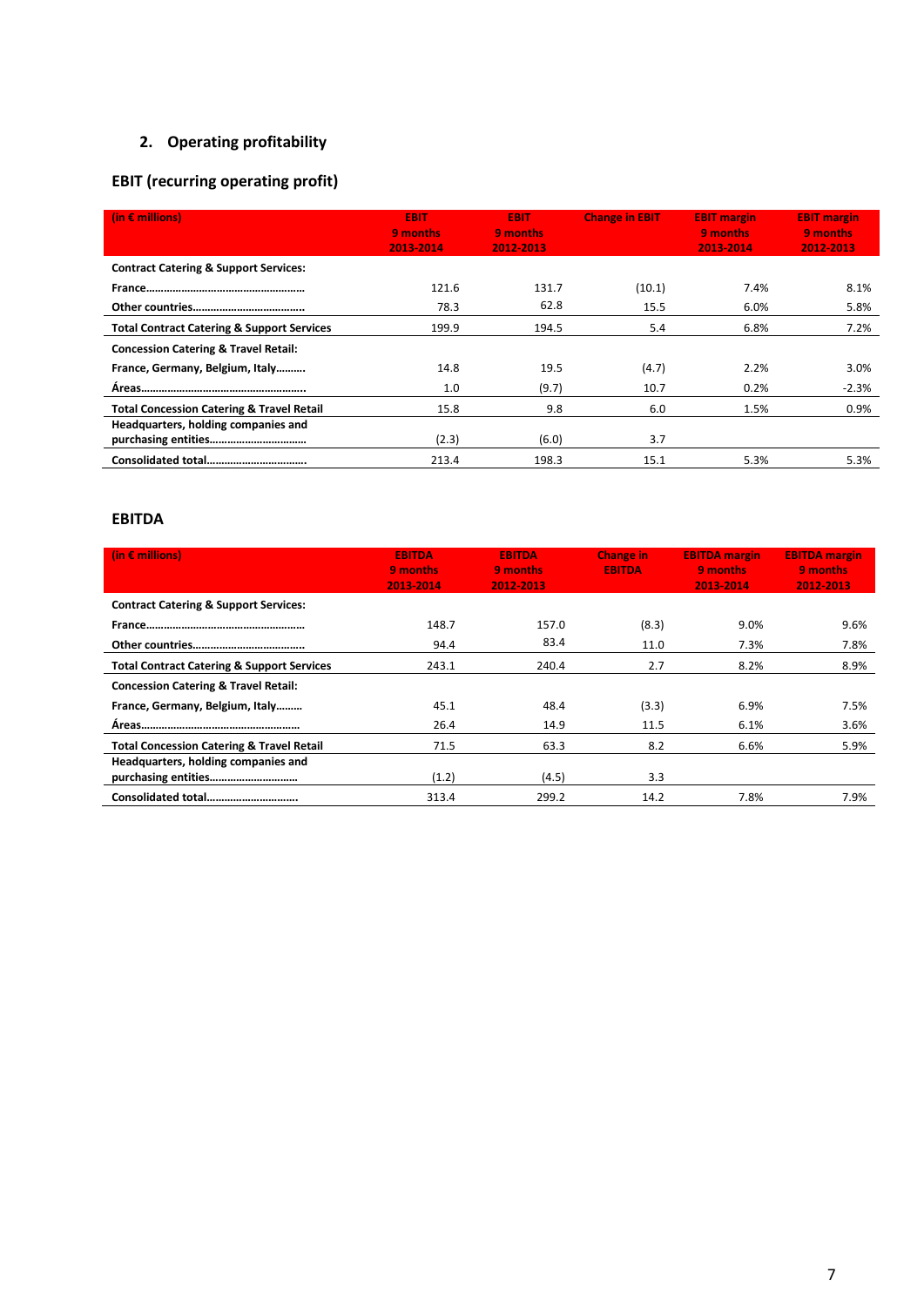## 2. Operating profitability

### EBIT (recurring operating profit)

| (in € millions) | EBIT 9 months 2013-2014 | EBIT 9 months 2012-2013 | Change in EBIT | EBIT margin 9 months 2013-2014 | EBIT margin 9 months 2012-2013 |
|---|---|---|---|---|---|
| **Contract Catering & Support Services:** | | | | | |
| **France……………………………………………** | 121.6 | 131.7 | (10.1) | 7.4% | 8.1% |
| **Other countries……………………………….** | 78.3 | 62.8 | 15.5 | 6.0% | 5.8% |
| **Total Contract Catering & Support Services** | 199.9 | 194.5 | 5.4 | 6.8% | 7.2% |
| **Concession Catering & Travel Retail:** | | | | | |
| **France, Germany, Belgium, Italy……….** | 14.8 | 19.5 | (4.7) | 2.2% | 3.0% |
| **Áreas……………………………………………….** | 1.0 | (9.7) | 10.7 | 0.2% | -2.3% |
| **Total Concession Catering & Travel Retail** | 15.8 | 9.8 | 6.0 | 1.5% | 0.9% |
| **Headquarters, holding companies and purchasing entities……………………………** | (2.3) | (6.0) | 3.7 | | |
| **Consolidated total…………………………….** | 213.4 | 198.3 | 15.1 | 5.3% | 5.3% |

### EBITDA

| (in € millions) | EBITDA 9 months 2013-2014 | EBITDA 9 months 2012-2013 | Change in EBITDA | EBITDA margin 9 months 2013-2014 | EBITDA margin 9 months 2012-2013 |
|---|---|---|---|---|---|
| **Contract Catering & Support Services:** | | | | | |
| **France……………………………………………** | 148.7 | 157.0 | (8.3) | 9.0% | 9.6% |
| **Other countries……………………………….** | 94.4 | 83.4 | 11.0 | 7.3% | 7.8% |
| **Total Contract Catering & Support Services** | 243.1 | 240.4 | 2.7 | 8.2% | 8.9% |
| **Concession Catering & Travel Retail:** | | | | | |
| **France, Germany, Belgium, Italy………** | 45.1 | 48.4 | (3.3) | 6.9% | 7.5% |
| **Áreas……………………………………………** | 26.4 | 14.9 | 11.5 | 6.1% | 3.6% |
| **Total Concession Catering & Travel Retail** | 71.5 | 63.3 | 8.2 | 6.6% | 5.9% |
| **Headquarters, holding companies and purchasing entities…………………………** | (1.2) | (4.5) | 3.3 | | |
| **Consolidated total…………………………..** | 313.4 | 299.2 | 14.2 | 7.8% | 7.9% |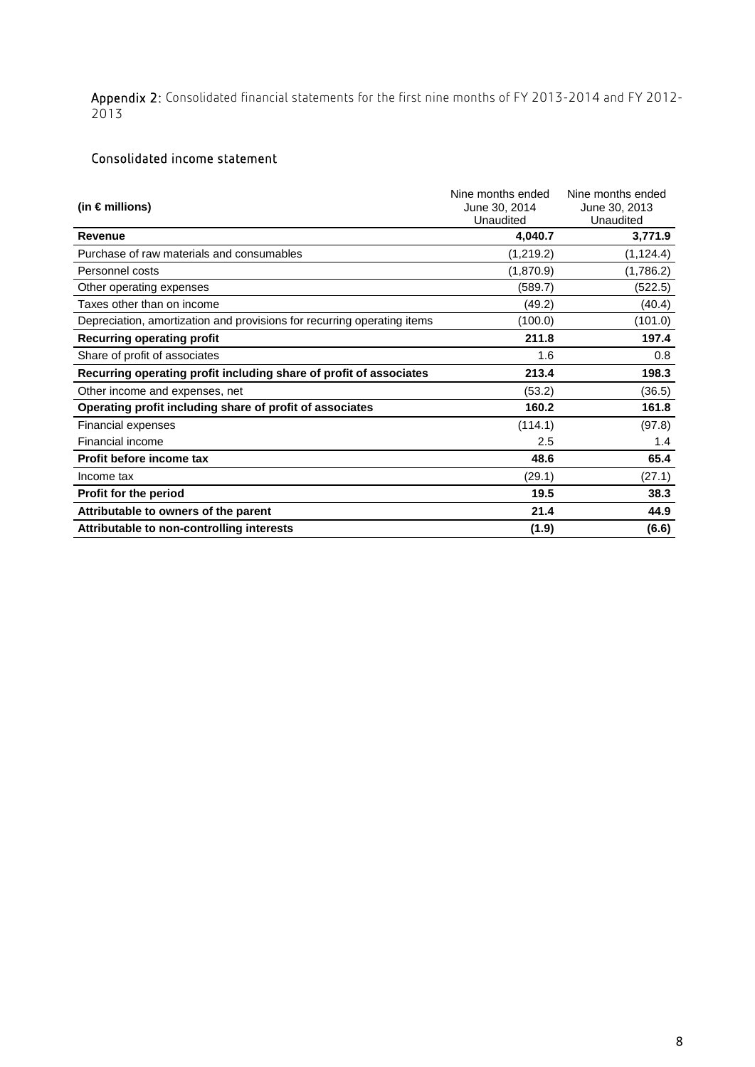**Appendix 2:** Consolidated financial statements for the first nine months of FY 2013-2014 and FY 2012-2013

## Consolidated income statement

| (in € millions) | Nine months ended June 30, 2014 Unaudited | Nine months ended June 30, 2013 Unaudited |
|---|---|---|
| **Revenue** | **4,040.7** | **3,771.9** |
| Purchase of raw materials and consumables | (1,219.2) | (1,124.4) |
| Personnel costs | (1,870.9) | (1,786.2) |
| Other operating expenses | (589.7) | (522.5) |
| Taxes other than on income | (49.2) | (40.4) |
| Depreciation, amortization and provisions for recurring operating items | (100.0) | (101.0) |
| **Recurring operating profit** | **211.8** | **197.4** |
| Share of profit of associates | 1.6 | 0.8 |
| **Recurring operating profit including share of profit of associates** | **213.4** | **198.3** |
| Other income and expenses, net | (53.2) | (36.5) |
| **Operating profit including share of profit of associates** | **160.2** | **161.8** |
| Financial expenses | (114.1) | (97.8) |
| Financial income | 2.5 | 1.4 |
| **Profit before income tax** | **48.6** | **65.4** |
| Income tax | (29.1) | (27.1) |
| **Profit for the period** | **19.5** | **38.3** |
| **Attributable to owners of the parent** | **21.4** | **44.9** |
| **Attributable to non-controlling interests** | **(1.9)** | **(6.6)** |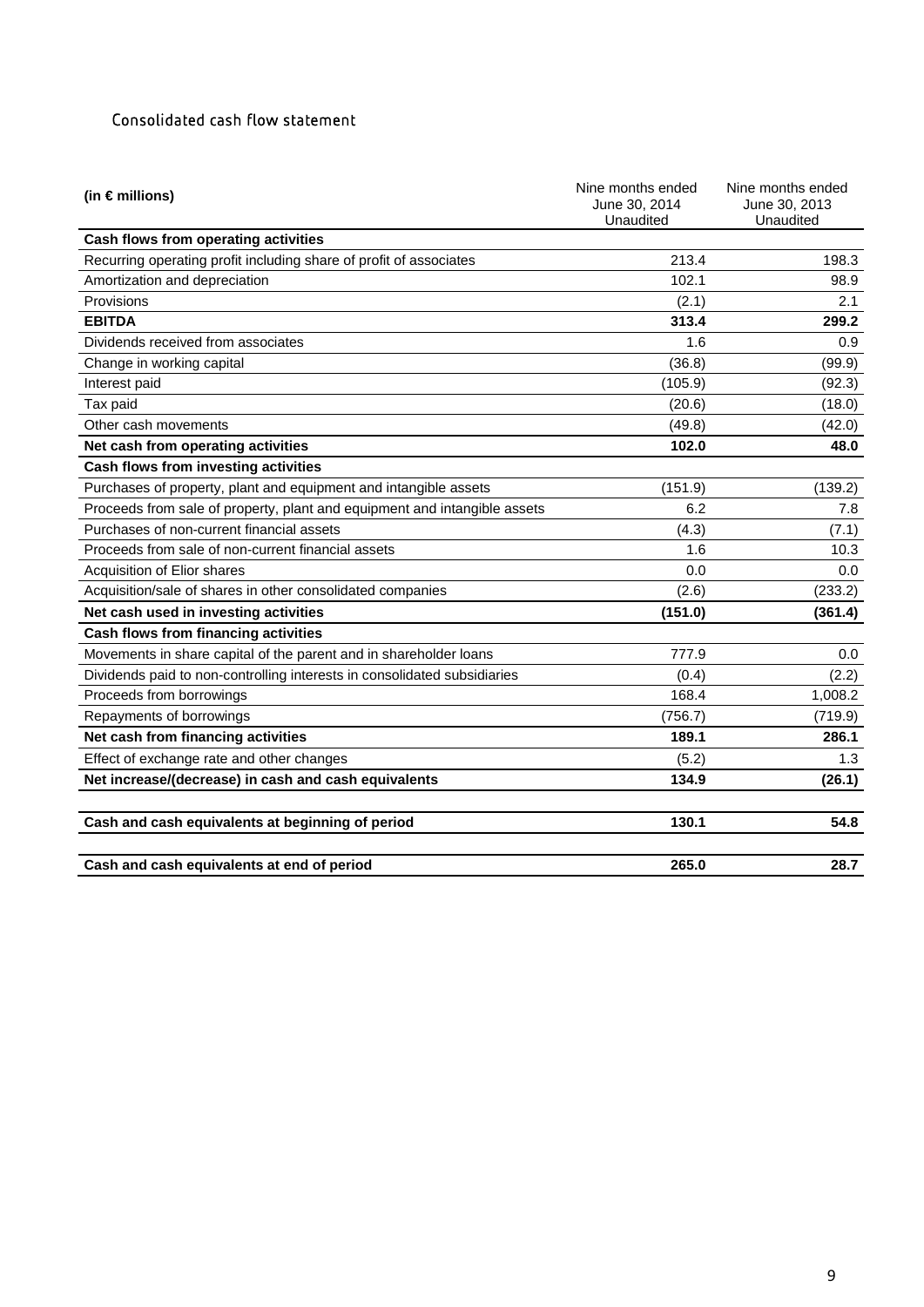## Consolidated cash flow statement

| (in € millions) | Nine months ended June 30, 2014 Unaudited | Nine months ended June 30, 2013 Unaudited |
|---|---|---|
| **Cash flows from operating activities** | | |
| Recurring operating profit including share of profit of associates | 213.4 | 198.3 |
| Amortization and depreciation | 102.1 | 98.9 |
| Provisions | (2.1) | 2.1 |
| **EBITDA** | **313.4** | **299.2** |
| Dividends received from associates | 1.6 | 0.9 |
| Change in working capital | (36.8) | (99.9) |
| Interest paid | (105.9) | (92.3) |
| Tax paid | (20.6) | (18.0) |
| Other cash movements | (49.8) | (42.0) |
| **Net cash from operating activities** | **102.0** | **48.0** |
| **Cash flows from investing activities** | | |
| Purchases of property, plant and equipment and intangible assets | (151.9) | (139.2) |
| Proceeds from sale of property, plant and equipment and intangible assets | 6.2 | 7.8 |
| Purchases of non-current financial assets | (4.3) | (7.1) |
| Proceeds from sale of non-current financial assets | 1.6 | 10.3 |
| Acquisition of Elior shares | 0.0 | 0.0 |
| Acquisition/sale of shares in other consolidated companies | (2.6) | (233.2) |
| **Net cash used in investing activities** | **(151.0)** | **(361.4)** |
| **Cash flows from financing activities** | | |
| Movements in share capital of the parent and in shareholder loans | 777.9 | 0.0 |
| Dividends paid to non-controlling interests in consolidated subsidiaries | (0.4) | (2.2) |
| Proceeds from borrowings | 168.4 | 1,008.2 |
| Repayments of borrowings | (756.7) | (719.9) |
| **Net cash from financing activities** | **189.1** | **286.1** |
| Effect of exchange rate and other changes | (5.2) | 1.3 |
| **Net increase/(decrease) in cash and cash equivalents** | **134.9** | **(26.1)** |
| **Cash and cash equivalents at beginning of period** | **130.1** | **54.8** |
| **Cash and cash equivalents at end of period** | **265.0** | **28.7** |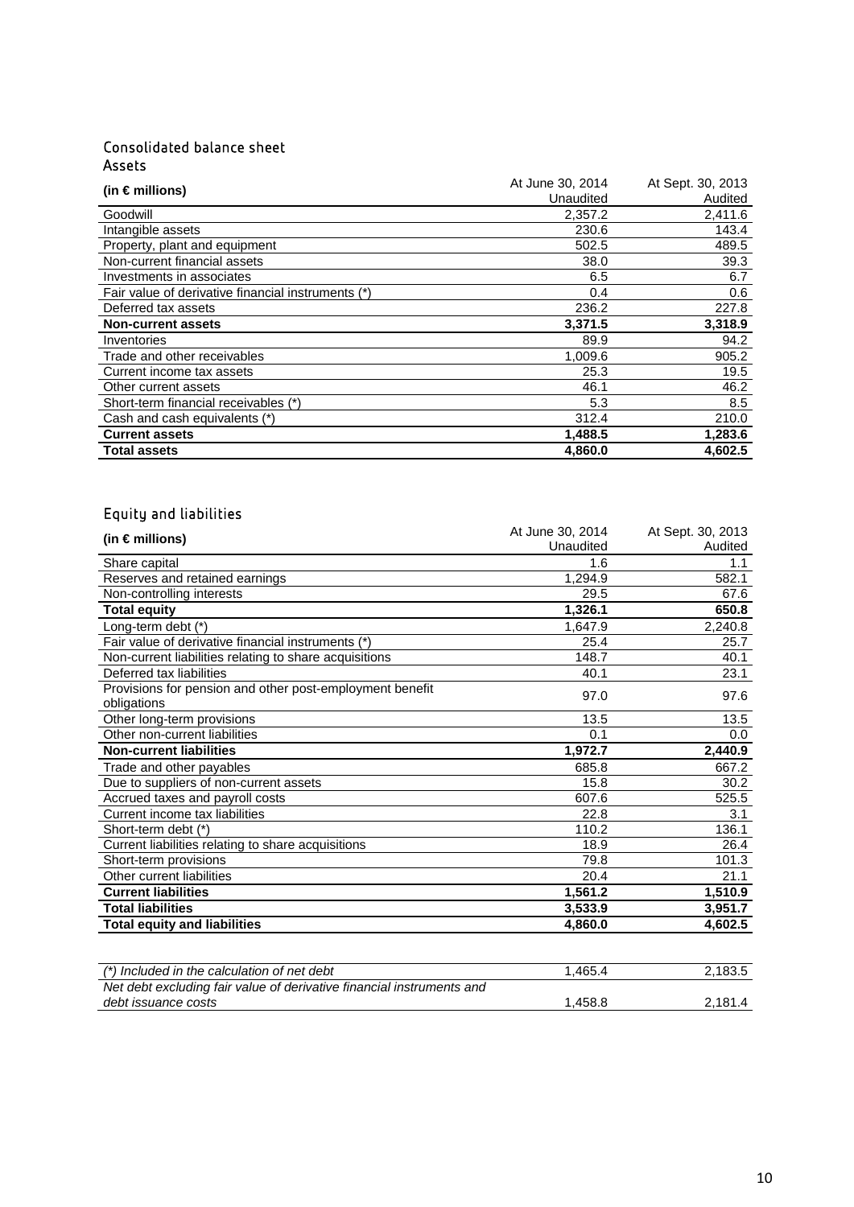## Consolidated balance sheet

### Assets

| (in € millions) | At June 30, 2014 Unaudited | At Sept. 30, 2013 Audited |
|---|---|---|
| Goodwill | 2,357.2 | 2,411.6 |
| Intangible assets | 230.6 | 143.4 |
| Property, plant and equipment | 502.5 | 489.5 |
| Non-current financial assets | 38.0 | 39.3 |
| Investments in associates | 6.5 | 6.7 |
| Fair value of derivative financial instruments (*) | 0.4 | 0.6 |
| Deferred tax assets | 236.2 | 227.8 |
| **Non-current assets** | **3,371.5** | **3,318.9** |
| Inventories | 89.9 | 94.2 |
| Trade and other receivables | 1,009.6 | 905.2 |
| Current income tax assets | 25.3 | 19.5 |
| Other current assets | 46.1 | 46.2 |
| Short-term financial receivables (*) | 5.3 | 8.5 |
| Cash and cash equivalents (*) | 312.4 | 210.0 |
| **Current assets** | **1,488.5** | **1,283.6** |
| **Total assets** | **4,860.0** | **4,602.5** |

### Equity and liabilities

| (in € millions) | At June 30, 2014 Unaudited | At Sept. 30, 2013 Audited |
|---|---|---|
| Share capital | 1.6 | 1.1 |
| Reserves and retained earnings | 1,294.9 | 582.1 |
| Non-controlling interests | 29.5 | 67.6 |
| **Total equity** | **1,326.1** | **650.8** |
| Long-term debt (*) | 1,647.9 | 2,240.8 |
| Fair value of derivative financial instruments (*) | 25.4 | 25.7 |
| Non-current liabilities relating to share acquisitions | 148.7 | 40.1 |
| Deferred tax liabilities | 40.1 | 23.1 |
| Provisions for pension and other post-employment benefit obligations | 97.0 | 97.6 |
| Other long-term provisions | 13.5 | 13.5 |
| Other non-current liabilities | 0.1 | 0.0 |
| **Non-current liabilities** | **1,972.7** | **2,440.9** |
| Trade and other payables | 685.8 | 667.2 |
| Due to suppliers of non-current assets | 15.8 | 30.2 |
| Accrued taxes and payroll costs | 607.6 | 525.5 |
| Current income tax liabilities | 22.8 | 3.1 |
| Short-term debt (*) | 110.2 | 136.1 |
| Current liabilities relating to share acquisitions | 18.9 | 26.4 |
| Short-term provisions | 79.8 | 101.3 |
| Other current liabilities | 20.4 | 21.1 |
| **Current liabilities** | **1,561.2** | **1,510.9** |
| **Total liabilities** | **3,533.9** | **3,951.7** |
| **Total equity and liabilities** | **4,860.0** | **4,602.5** |

| | | |
|---|---|---|
| *(*) Included in the calculation of net debt* | 1,465.4 | 2,183.5 |
| *Net debt excluding fair value of derivative financial instruments and debt issuance costs* | 1,458.8 | 2,181.4 |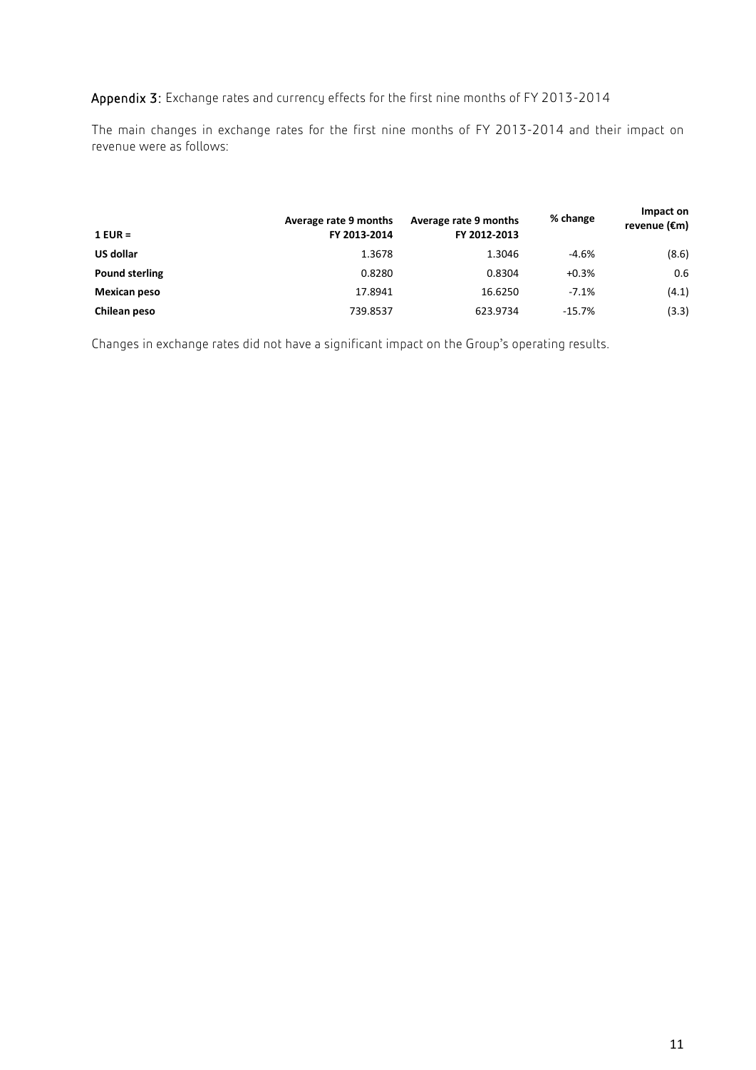**Appendix 3:** Exchange rates and currency effects for the first nine months of FY 2013-2014

The main changes in exchange rates for the first nine months of FY 2013-2014 and their impact on revenue were as follows:

| 1 EUR = | Average rate 9 months FY 2013-2014 | Average rate 9 months FY 2012-2013 | % change | Impact on revenue (€m) |
|---|---|---|---|---|
| **US dollar** | 1.3678 | 1.3046 | -4.6% | (8.6) |
| **Pound sterling** | 0.8280 | 0.8304 | +0.3% | 0.6 |
| **Mexican peso** | 17.8941 | 16.6250 | -7.1% | (4.1) |
| **Chilean peso** | 739.8537 | 623.9734 | -15.7% | (3.3) |

Changes in exchange rates did not have a significant impact on the Group's operating results.